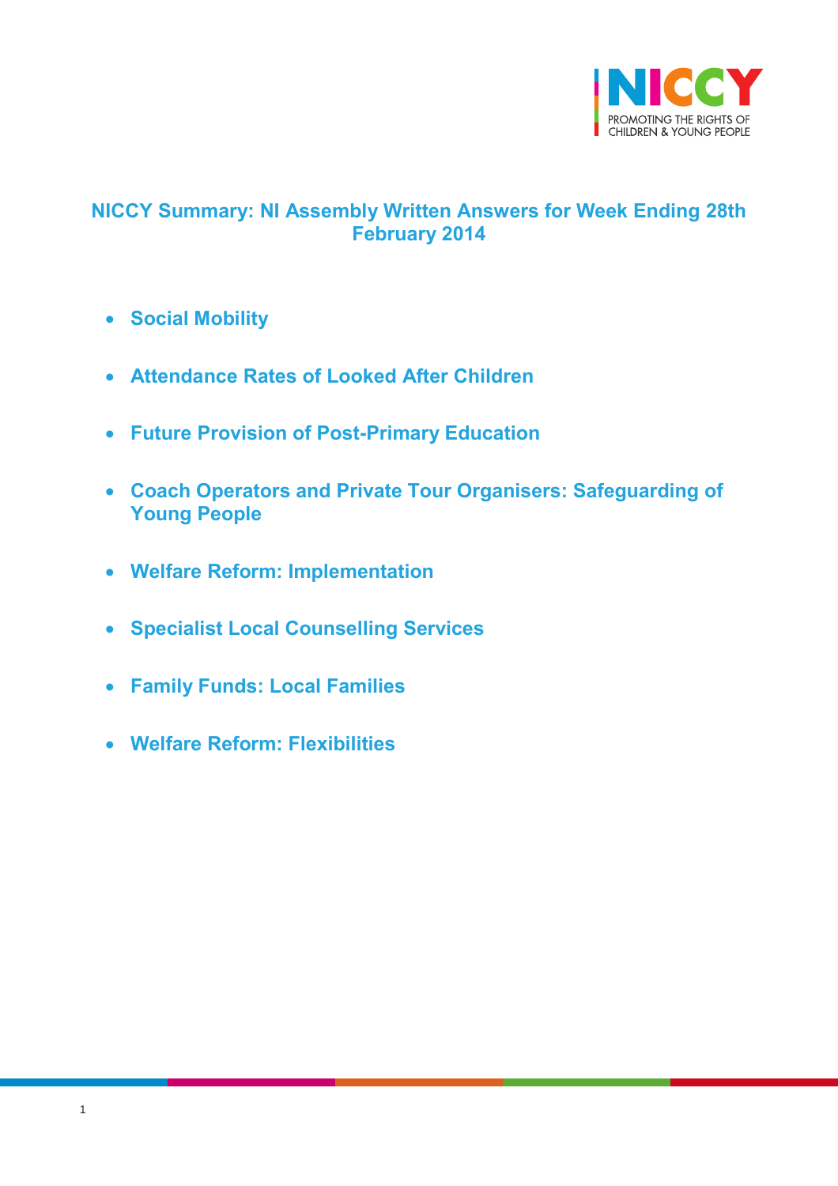# NICCY Summary: NI Assembly Written Answers for Week Ending 28th February 2014

- **Social Mobility**
- **Attendance Rates of Looked After Children**
- **Future Provision of Post-Primary Education**
- **Coach Operators and Private Tour Organisers: Safeguarding of Young People**
- **Welfare Reform: Implementation**
- **Specialist Local Counselling Services**
- **Family Funds: Local Families**
- **Welfare Reform: Flexibilities**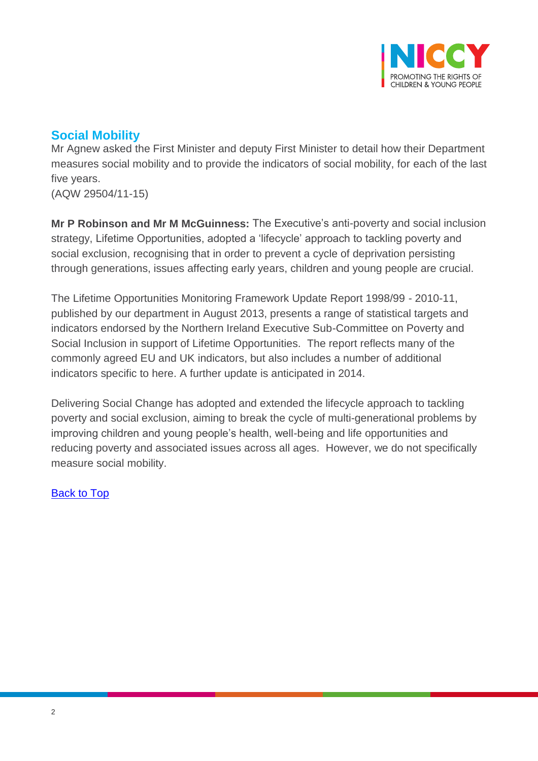## Social Mobility

Mr Agnew asked the First Minister and deputy First Minister to detail how their Department measures social mobility and to provide the indicators of social mobility, for each of the last five years.
(AQW 29504/11-15)

**Mr P Robinson and Mr M McGuinness:** The Executive's anti-poverty and social inclusion strategy, Lifetime Opportunities, adopted a 'lifecycle' approach to tackling poverty and social exclusion, recognising that in order to prevent a cycle of deprivation persisting through generations, issues affecting early years, children and young people are crucial.

The Lifetime Opportunities Monitoring Framework Update Report 1998/99 - 2010-11, published by our department in August 2013, presents a range of statistical targets and indicators endorsed by the Northern Ireland Executive Sub-Committee on Poverty and Social Inclusion in support of Lifetime Opportunities. The report reflects many of the commonly agreed EU and UK indicators, but also includes a number of additional indicators specific to here. A further update is anticipated in 2014.

Delivering Social Change has adopted and extended the lifecycle approach to tackling poverty and social exclusion, aiming to break the cycle of multi-generational problems by improving children and young people's health, well-being and life opportunities and reducing poverty and associated issues across all ages. However, we do not specifically measure social mobility.

Back to Top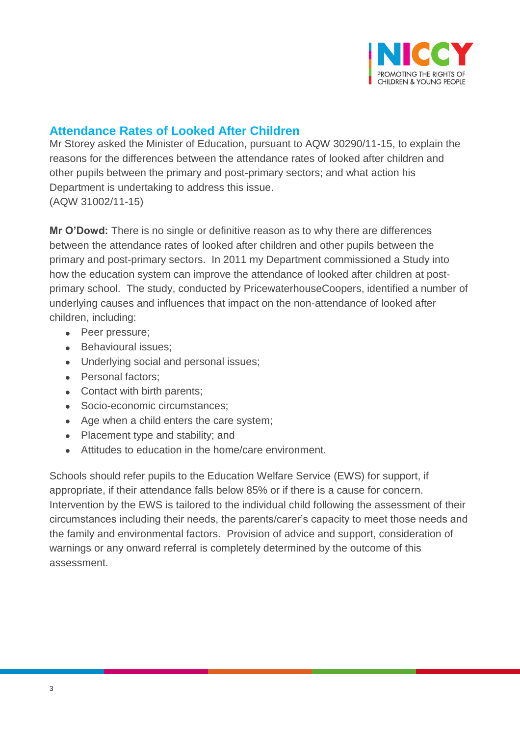## Attendance Rates of Looked After Children

Mr Storey asked the Minister of Education, pursuant to AQW 30290/11-15, to explain the reasons for the differences between the attendance rates of looked after children and other pupils between the primary and post-primary sectors; and what action his Department is undertaking to address this issue.
(AQW 31002/11-15)

**Mr O'Dowd:** There is no single or definitive reason as to why there are differences between the attendance rates of looked after children and other pupils between the primary and post-primary sectors. In 2011 my Department commissioned a Study into how the education system can improve the attendance of looked after children at post-primary school. The study, conducted by PricewaterhouseCoopers, identified a number of underlying causes and influences that impact on the non-attendance of looked after children, including:

- Peer pressure;
- Behavioural issues;
- Underlying social and personal issues;
- Personal factors;
- Contact with birth parents;
- Socio-economic circumstances;
- Age when a child enters the care system;
- Placement type and stability; and
- Attitudes to education in the home/care environment.

Schools should refer pupils to the Education Welfare Service (EWS) for support, if appropriate, if their attendance falls below 85% or if there is a cause for concern. Intervention by the EWS is tailored to the individual child following the assessment of their circumstances including their needs, the parents/carer's capacity to meet those needs and the family and environmental factors. Provision of advice and support, consideration of warnings or any onward referral is completely determined by the outcome of this assessment.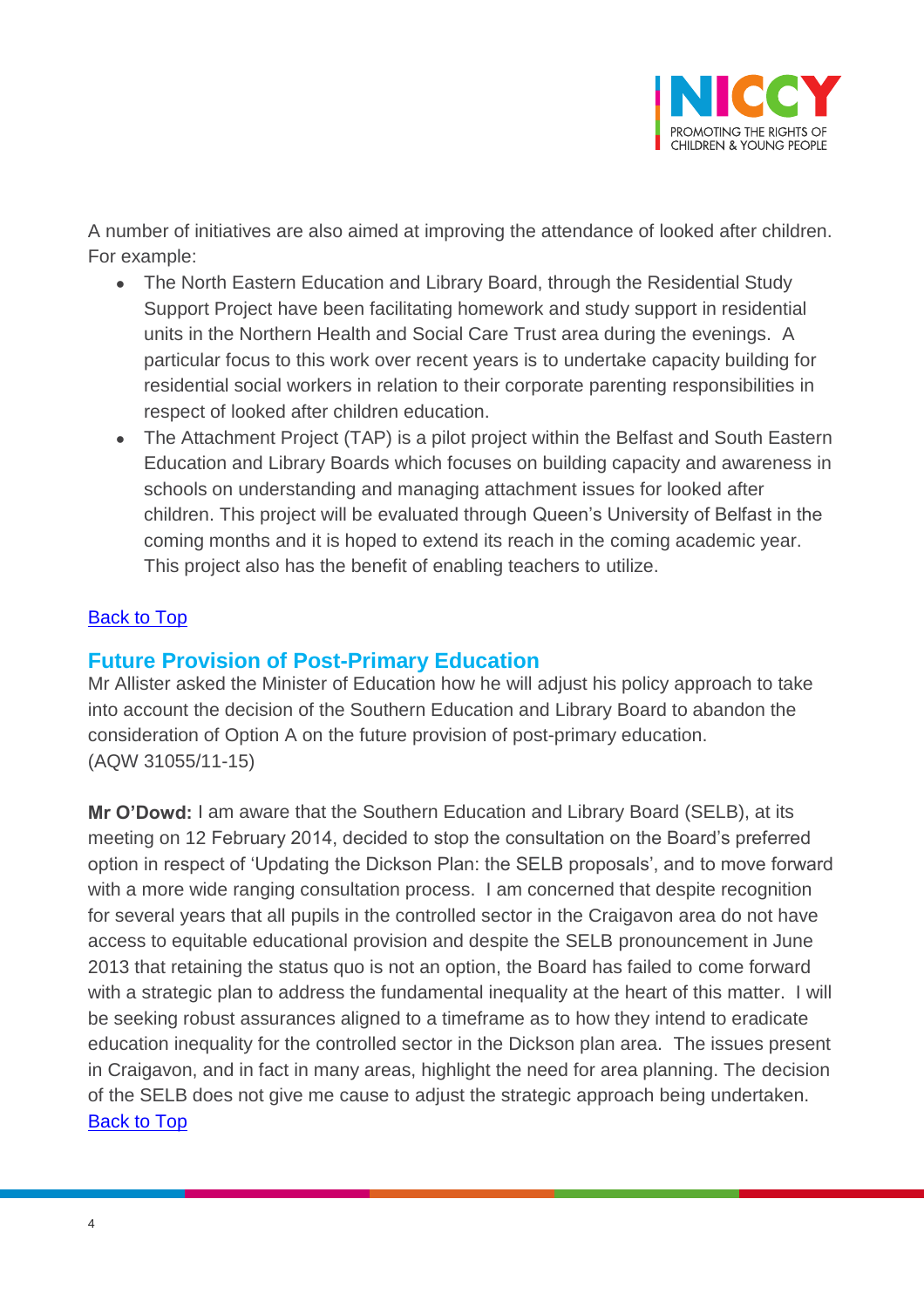A number of initiatives are also aimed at improving the attendance of looked after children. For example:

- The North Eastern Education and Library Board, through the Residential Study Support Project have been facilitating homework and study support in residential units in the Northern Health and Social Care Trust area during the evenings. A particular focus to this work over recent years is to undertake capacity building for residential social workers in relation to their corporate parenting responsibilities in respect of looked after children education.
- The Attachment Project (TAP) is a pilot project within the Belfast and South Eastern Education and Library Boards which focuses on building capacity and awareness in schools on understanding and managing attachment issues for looked after children. This project will be evaluated through Queen's University of Belfast in the coming months and it is hoped to extend its reach in the coming academic year. This project also has the benefit of enabling teachers to utilize.

Back to Top

## Future Provision of Post-Primary Education

Mr Allister asked the Minister of Education how he will adjust his policy approach to take into account the decision of the Southern Education and Library Board to abandon the consideration of Option A on the future provision of post-primary education. (AQW 31055/11-15)

**Mr O'Dowd:** I am aware that the Southern Education and Library Board (SELB), at its meeting on 12 February 2014, decided to stop the consultation on the Board's preferred option in respect of 'Updating the Dickson Plan: the SELB proposals', and to move forward with a more wide ranging consultation process. I am concerned that despite recognition for several years that all pupils in the controlled sector in the Craigavon area do not have access to equitable educational provision and despite the SELB pronouncement in June 2013 that retaining the status quo is not an option, the Board has failed to come forward with a strategic plan to address the fundamental inequality at the heart of this matter. I will be seeking robust assurances aligned to a timeframe as to how they intend to eradicate education inequality for the controlled sector in the Dickson plan area. The issues present in Craigavon, and in fact in many areas, highlight the need for area planning. The decision of the SELB does not give me cause to adjust the strategic approach being undertaken.

Back to Top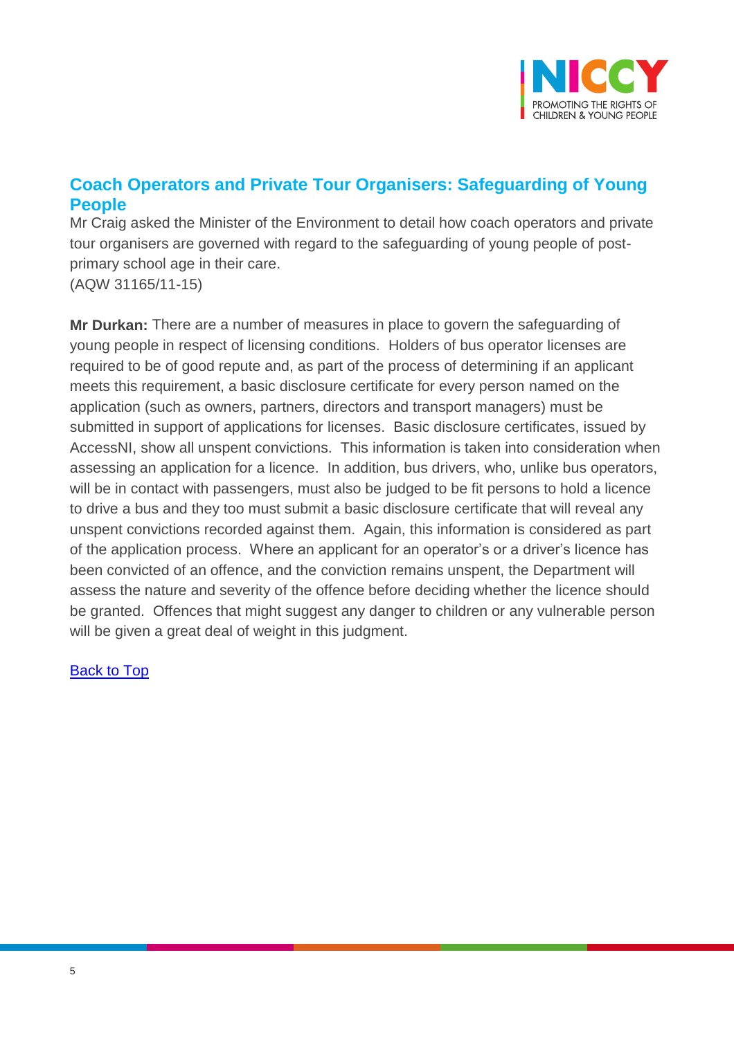## Coach Operators and Private Tour Organisers: Safeguarding of Young People

Mr Craig asked the Minister of the Environment to detail how coach operators and private tour organisers are governed with regard to the safeguarding of young people of post-primary school age in their care.
(AQW 31165/11-15)

**Mr Durkan:** There are a number of measures in place to govern the safeguarding of young people in respect of licensing conditions. Holders of bus operator licenses are required to be of good repute and, as part of the process of determining if an applicant meets this requirement, a basic disclosure certificate for every person named on the application (such as owners, partners, directors and transport managers) must be submitted in support of applications for licenses. Basic disclosure certificates, issued by AccessNI, show all unspent convictions. This information is taken into consideration when assessing an application for a licence. In addition, bus drivers, who, unlike bus operators, will be in contact with passengers, must also be judged to be fit persons to hold a licence to drive a bus and they too must submit a basic disclosure certificate that will reveal any unspent convictions recorded against them. Again, this information is considered as part of the application process. Where an applicant for an operator's or a driver's licence has been convicted of an offence, and the conviction remains unspent, the Department will assess the nature and severity of the offence before deciding whether the licence should be granted. Offences that might suggest any danger to children or any vulnerable person will be given a great deal of weight in this judgment.

Back to Top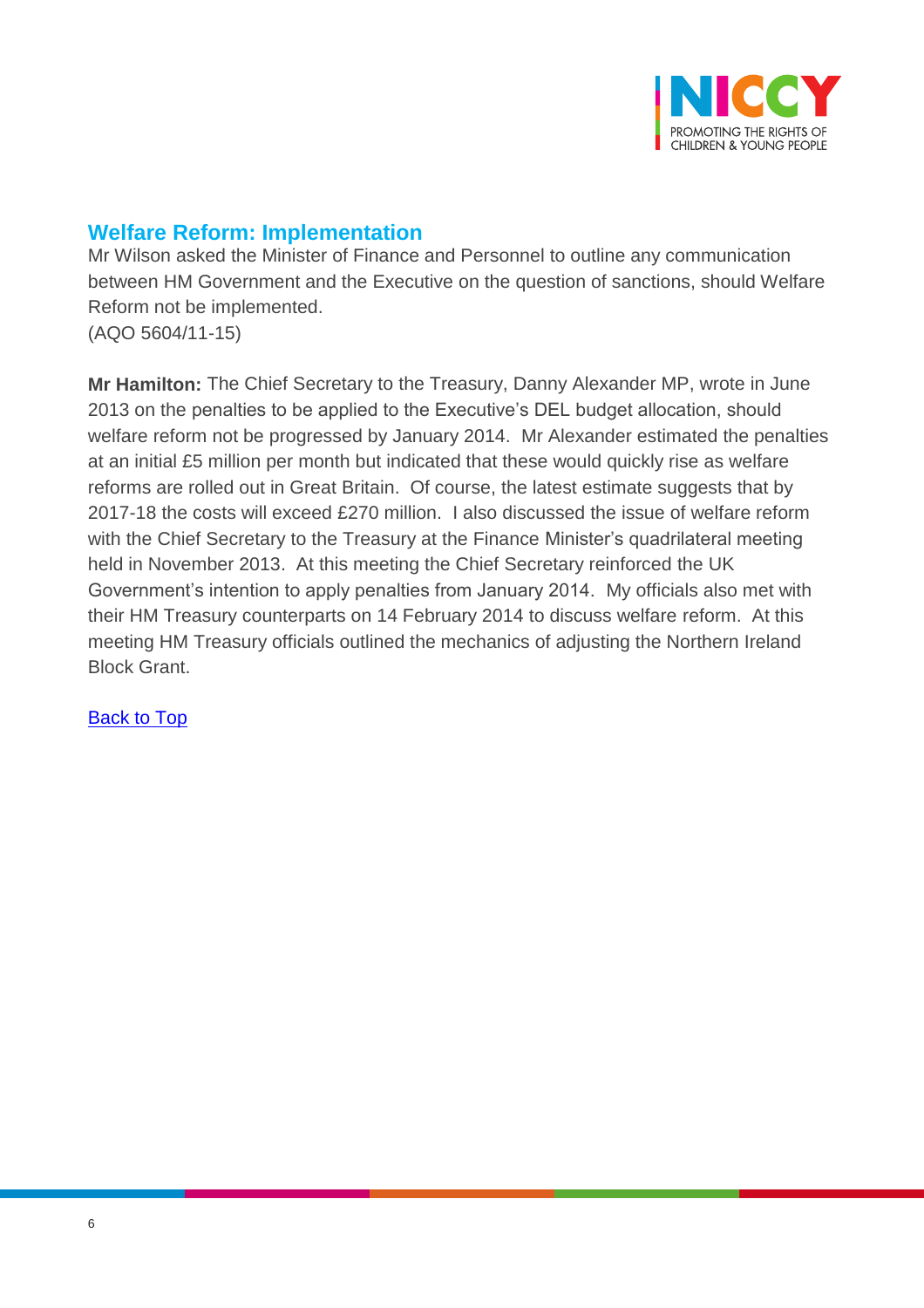## Welfare Reform: Implementation

Mr Wilson asked the Minister of Finance and Personnel to outline any communication between HM Government and the Executive on the question of sanctions, should Welfare Reform not be implemented.
(AQO 5604/11-15)

**Mr Hamilton:** The Chief Secretary to the Treasury, Danny Alexander MP, wrote in June 2013 on the penalties to be applied to the Executive's DEL budget allocation, should welfare reform not be progressed by January 2014. Mr Alexander estimated the penalties at an initial £5 million per month but indicated that these would quickly rise as welfare reforms are rolled out in Great Britain. Of course, the latest estimate suggests that by 2017-18 the costs will exceed £270 million. I also discussed the issue of welfare reform with the Chief Secretary to the Treasury at the Finance Minister's quadrilateral meeting held in November 2013. At this meeting the Chief Secretary reinforced the UK Government's intention to apply penalties from January 2014. My officials also met with their HM Treasury counterparts on 14 February 2014 to discuss welfare reform. At this meeting HM Treasury officials outlined the mechanics of adjusting the Northern Ireland Block Grant.

Back to Top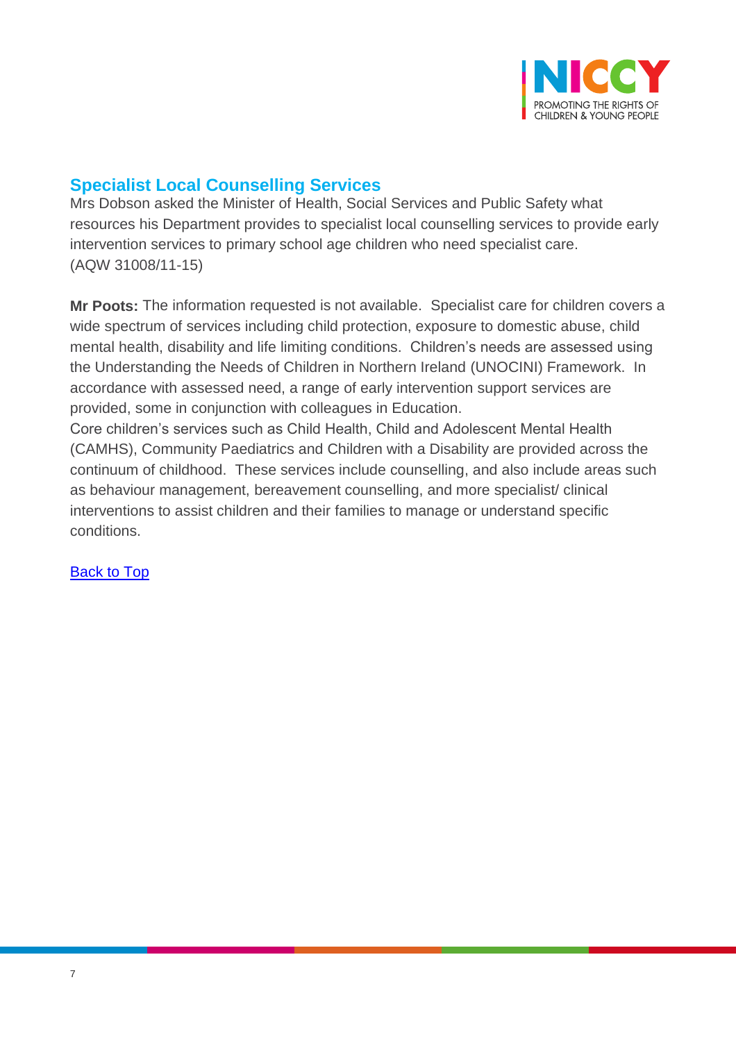## Specialist Local Counselling Services

Mrs Dobson asked the Minister of Health, Social Services and Public Safety what resources his Department provides to specialist local counselling services to provide early intervention services to primary school age children who need specialist care. (AQW 31008/11-15)

**Mr Poots:** The information requested is not available. Specialist care for children covers a wide spectrum of services including child protection, exposure to domestic abuse, child mental health, disability and life limiting conditions. Children's needs are assessed using the Understanding the Needs of Children in Northern Ireland (UNOCINI) Framework. In accordance with assessed need, a range of early intervention support services are provided, some in conjunction with colleagues in Education.

Core children's services such as Child Health, Child and Adolescent Mental Health (CAMHS), Community Paediatrics and Children with a Disability are provided across the continuum of childhood. These services include counselling, and also include areas such as behaviour management, bereavement counselling, and more specialist/ clinical interventions to assist children and their families to manage or understand specific conditions.

Back to Top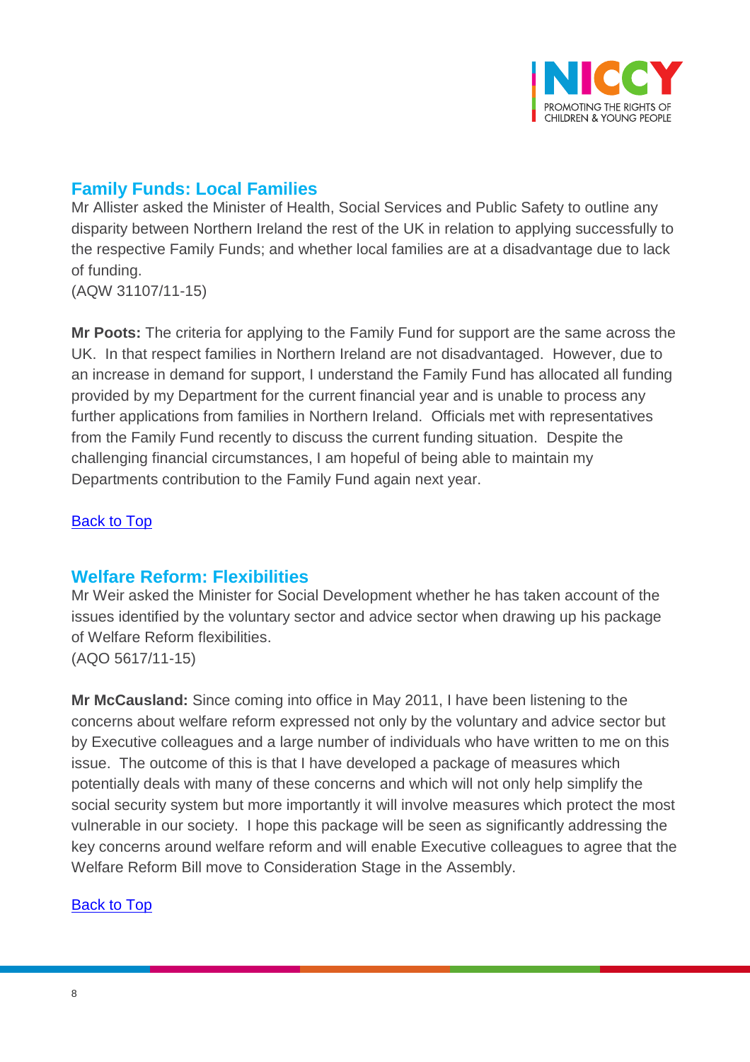## Family Funds: Local Families

Mr Allister asked the Minister of Health, Social Services and Public Safety to outline any disparity between Northern Ireland the rest of the UK in relation to applying successfully to the respective Family Funds; and whether local families are at a disadvantage due to lack of funding.
(AQW 31107/11-15)

**Mr Poots:** The criteria for applying to the Family Fund for support are the same across the UK. In that respect families in Northern Ireland are not disadvantaged. However, due to an increase in demand for support, I understand the Family Fund has allocated all funding provided by my Department for the current financial year and is unable to process any further applications from families in Northern Ireland. Officials met with representatives from the Family Fund recently to discuss the current funding situation. Despite the challenging financial circumstances, I am hopeful of being able to maintain my Departments contribution to the Family Fund again next year.

Back to Top

## Welfare Reform: Flexibilities

Mr Weir asked the Minister for Social Development whether he has taken account of the issues identified by the voluntary sector and advice sector when drawing up his package of Welfare Reform flexibilities.
(AQO 5617/11-15)

**Mr McCausland:** Since coming into office in May 2011, I have been listening to the concerns about welfare reform expressed not only by the voluntary and advice sector but by Executive colleagues and a large number of individuals who have written to me on this issue. The outcome of this is that I have developed a package of measures which potentially deals with many of these concerns and which will not only help simplify the social security system but more importantly it will involve measures which protect the most vulnerable in our society. I hope this package will be seen as significantly addressing the key concerns around welfare reform and will enable Executive colleagues to agree that the Welfare Reform Bill move to Consideration Stage in the Assembly.

Back to Top